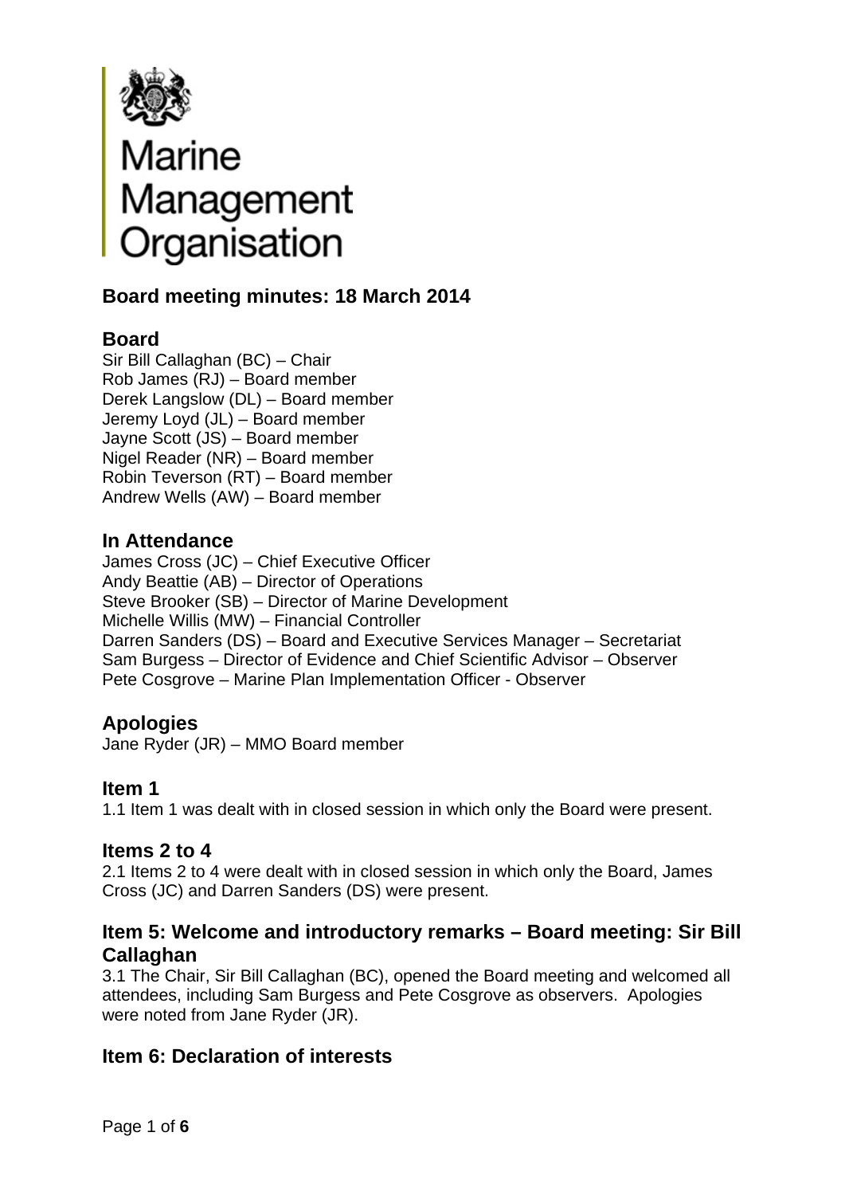Marine
Management
Organisation

## Board meeting minutes: 18 March 2014

### Board

Sir Bill Callaghan (BC) – Chair
Rob James (RJ) – Board member
Derek Langslow (DL) – Board member
Jeremy Loyd (JL) – Board member
Jayne Scott (JS) – Board member
Nigel Reader (NR) – Board member
Robin Teverson (RT) – Board member
Andrew Wells (AW) – Board member

### In Attendance

James Cross (JC) – Chief Executive Officer
Andy Beattie (AB) – Director of Operations
Steve Brooker (SB) – Director of Marine Development
Michelle Willis (MW) – Financial Controller
Darren Sanders (DS) – Board and Executive Services Manager – Secretariat
Sam Burgess – Director of Evidence and Chief Scientific Advisor – Observer
Pete Cosgrove – Marine Plan Implementation Officer - Observer

### Apologies

Jane Ryder (JR) – MMO Board member

### Item 1

1.1 Item 1 was dealt with in closed session in which only the Board were present.

### Items 2 to 4

2.1 Items 2 to 4 were dealt with in closed session in which only the Board, James Cross (JC) and Darren Sanders (DS) were present.

### Item 5: Welcome and introductory remarks – Board meeting: Sir Bill Callaghan

3.1 The Chair, Sir Bill Callaghan (BC), opened the Board meeting and welcomed all attendees, including Sam Burgess and Pete Cosgrove as observers. Apologies were noted from Jane Ryder (JR).

### Item 6: Declaration of interests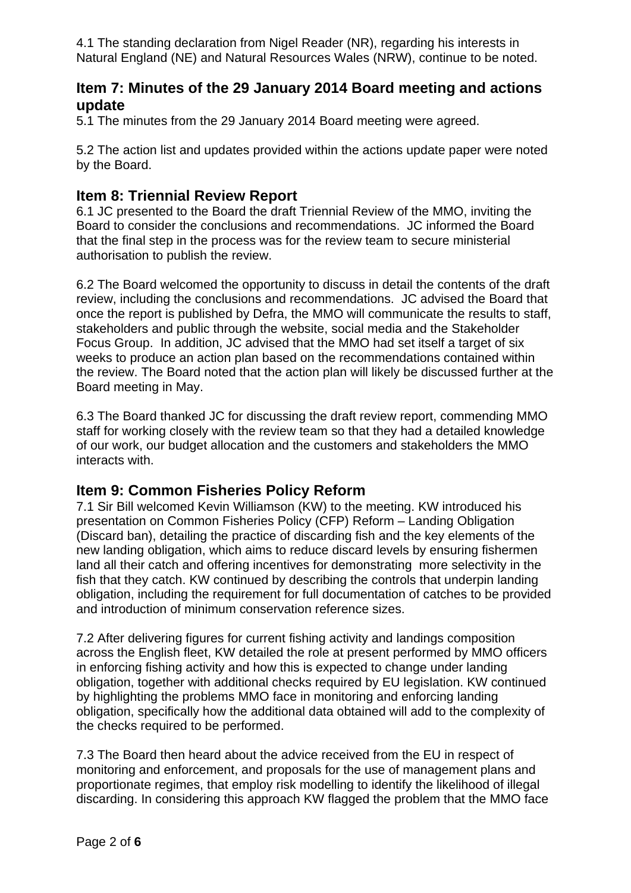4.1 The standing declaration from Nigel Reader (NR), regarding his interests in Natural England (NE) and Natural Resources Wales (NRW), continue to be noted.

## Item 7: Minutes of the 29 January 2014 Board meeting and actions update

5.1 The minutes from the 29 January 2014 Board meeting were agreed.

5.2 The action list and updates provided within the actions update paper were noted by the Board.

## Item 8: Triennial Review Report

6.1 JC presented to the Board the draft Triennial Review of the MMO, inviting the Board to consider the conclusions and recommendations. JC informed the Board that the final step in the process was for the review team to secure ministerial authorisation to publish the review.

6.2 The Board welcomed the opportunity to discuss in detail the contents of the draft review, including the conclusions and recommendations. JC advised the Board that once the report is published by Defra, the MMO will communicate the results to staff, stakeholders and public through the website, social media and the Stakeholder Focus Group. In addition, JC advised that the MMO had set itself a target of six weeks to produce an action plan based on the recommendations contained within the review. The Board noted that the action plan will likely be discussed further at the Board meeting in May.

6.3 The Board thanked JC for discussing the draft review report, commending MMO staff for working closely with the review team so that they had a detailed knowledge of our work, our budget allocation and the customers and stakeholders the MMO interacts with.

## Item 9: Common Fisheries Policy Reform

7.1 Sir Bill welcomed Kevin Williamson (KW) to the meeting. KW introduced his presentation on Common Fisheries Policy (CFP) Reform – Landing Obligation (Discard ban), detailing the practice of discarding fish and the key elements of the new landing obligation, which aims to reduce discard levels by ensuring fishermen land all their catch and offering incentives for demonstrating more selectivity in the fish that they catch. KW continued by describing the controls that underpin landing obligation, including the requirement for full documentation of catches to be provided and introduction of minimum conservation reference sizes.

7.2 After delivering figures for current fishing activity and landings composition across the English fleet, KW detailed the role at present performed by MMO officers in enforcing fishing activity and how this is expected to change under landing obligation, together with additional checks required by EU legislation. KW continued by highlighting the problems MMO face in monitoring and enforcing landing obligation, specifically how the additional data obtained will add to the complexity of the checks required to be performed.

7.3 The Board then heard about the advice received from the EU in respect of monitoring and enforcement, and proposals for the use of management plans and proportionate regimes, that employ risk modelling to identify the likelihood of illegal discarding. In considering this approach KW flagged the problem that the MMO face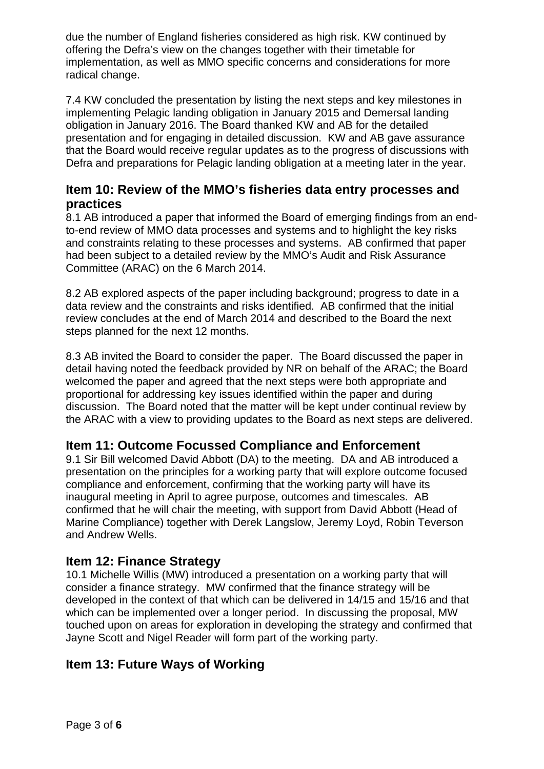due the number of England fisheries considered as high risk. KW continued by offering the Defra's view on the changes together with their timetable for implementation, as well as MMO specific concerns and considerations for more radical change.

7.4 KW concluded the presentation by listing the next steps and key milestones in implementing Pelagic landing obligation in January 2015 and Demersal landing obligation in January 2016. The Board thanked KW and AB for the detailed presentation and for engaging in detailed discussion. KW and AB gave assurance that the Board would receive regular updates as to the progress of discussions with Defra and preparations for Pelagic landing obligation at a meeting later in the year.

## Item 10: Review of the MMO's fisheries data entry processes and practices

8.1 AB introduced a paper that informed the Board of emerging findings from an end-to-end review of MMO data processes and systems and to highlight the key risks and constraints relating to these processes and systems. AB confirmed that paper had been subject to a detailed review by the MMO's Audit and Risk Assurance Committee (ARAC) on the 6 March 2014.

8.2 AB explored aspects of the paper including background; progress to date in a data review and the constraints and risks identified. AB confirmed that the initial review concludes at the end of March 2014 and described to the Board the next steps planned for the next 12 months.

8.3 AB invited the Board to consider the paper. The Board discussed the paper in detail having noted the feedback provided by NR on behalf of the ARAC; the Board welcomed the paper and agreed that the next steps were both appropriate and proportional for addressing key issues identified within the paper and during discussion. The Board noted that the matter will be kept under continual review by the ARAC with a view to providing updates to the Board as next steps are delivered.

## Item 11: Outcome Focussed Compliance and Enforcement

9.1 Sir Bill welcomed David Abbott (DA) to the meeting. DA and AB introduced a presentation on the principles for a working party that will explore outcome focused compliance and enforcement, confirming that the working party will have its inaugural meeting in April to agree purpose, outcomes and timescales. AB confirmed that he will chair the meeting, with support from David Abbott (Head of Marine Compliance) together with Derek Langslow, Jeremy Loyd, Robin Teverson and Andrew Wells.

## Item 12: Finance Strategy

10.1 Michelle Willis (MW) introduced a presentation on a working party that will consider a finance strategy. MW confirmed that the finance strategy will be developed in the context of that which can be delivered in 14/15 and 15/16 and that which can be implemented over a longer period. In discussing the proposal, MW touched upon on areas for exploration in developing the strategy and confirmed that Jayne Scott and Nigel Reader will form part of the working party.

## Item 13: Future Ways of Working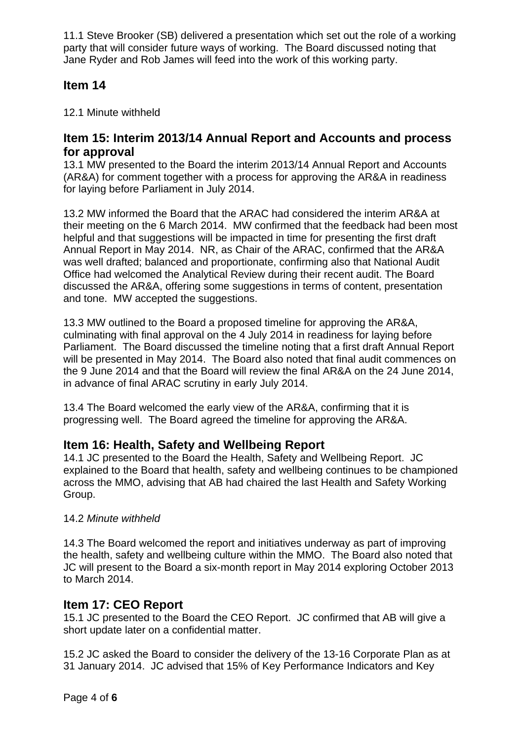11.1 Steve Brooker (SB) delivered a presentation which set out the role of a working party that will consider future ways of working. The Board discussed noting that Jane Ryder and Rob James will feed into the work of this working party.

## Item 14

12.1 Minute withheld

## Item 15: Interim 2013/14 Annual Report and Accounts and process for approval

13.1 MW presented to the Board the interim 2013/14 Annual Report and Accounts (AR&A) for comment together with a process for approving the AR&A in readiness for laying before Parliament in July 2014.

13.2 MW informed the Board that the ARAC had considered the interim AR&A at their meeting on the 6 March 2014. MW confirmed that the feedback had been most helpful and that suggestions will be impacted in time for presenting the first draft Annual Report in May 2014. NR, as Chair of the ARAC, confirmed that the AR&A was well drafted; balanced and proportionate, confirming also that National Audit Office had welcomed the Analytical Review during their recent audit. The Board discussed the AR&A, offering some suggestions in terms of content, presentation and tone. MW accepted the suggestions.

13.3 MW outlined to the Board a proposed timeline for approving the AR&A, culminating with final approval on the 4 July 2014 in readiness for laying before Parliament. The Board discussed the timeline noting that a first draft Annual Report will be presented in May 2014. The Board also noted that final audit commences on the 9 June 2014 and that the Board will review the final AR&A on the 24 June 2014, in advance of final ARAC scrutiny in early July 2014.

13.4 The Board welcomed the early view of the AR&A, confirming that it is progressing well. The Board agreed the timeline for approving the AR&A.

## Item 16: Health, Safety and Wellbeing Report

14.1 JC presented to the Board the Health, Safety and Wellbeing Report. JC explained to the Board that health, safety and wellbeing continues to be championed across the MMO, advising that AB had chaired the last Health and Safety Working Group.

14.2 *Minute withheld*

14.3 The Board welcomed the report and initiatives underway as part of improving the health, safety and wellbeing culture within the MMO. The Board also noted that JC will present to the Board a six-month report in May 2014 exploring October 2013 to March 2014.

## Item 17: CEO Report

15.1 JC presented to the Board the CEO Report. JC confirmed that AB will give a short update later on a confidential matter.

15.2 JC asked the Board to consider the delivery of the 13-16 Corporate Plan as at 31 January 2014. JC advised that 15% of Key Performance Indicators and Key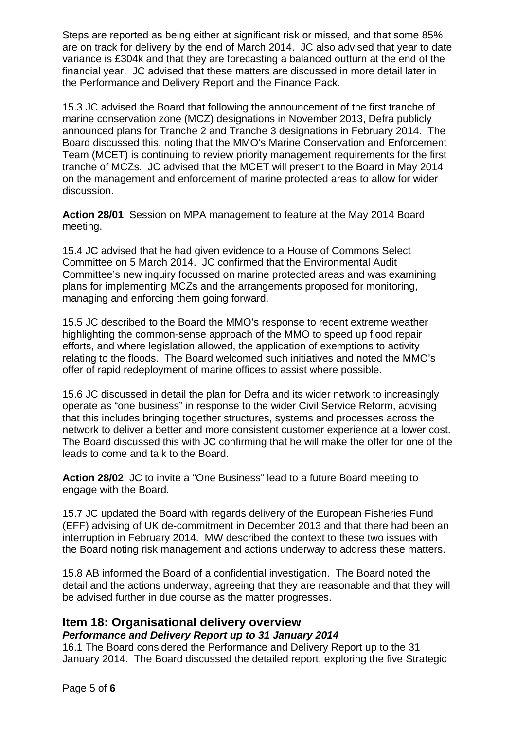Steps are reported as being either at significant risk or missed, and that some 85% are on track for delivery by the end of March 2014. JC also advised that year to date variance is £304k and that they are forecasting a balanced outturn at the end of the financial year. JC advised that these matters are discussed in more detail later in the Performance and Delivery Report and the Finance Pack.

15.3 JC advised the Board that following the announcement of the first tranche of marine conservation zone (MCZ) designations in November 2013, Defra publicly announced plans for Tranche 2 and Tranche 3 designations in February 2014. The Board discussed this, noting that the MMO's Marine Conservation and Enforcement Team (MCET) is continuing to review priority management requirements for the first tranche of MCZs. JC advised that the MCET will present to the Board in May 2014 on the management and enforcement of marine protected areas to allow for wider discussion.

**Action 28/01**: Session on MPA management to feature at the May 2014 Board meeting.

15.4 JC advised that he had given evidence to a House of Commons Select Committee on 5 March 2014. JC confirmed that the Environmental Audit Committee's new inquiry focussed on marine protected areas and was examining plans for implementing MCZs and the arrangements proposed for monitoring, managing and enforcing them going forward.

15.5 JC described to the Board the MMO's response to recent extreme weather highlighting the common-sense approach of the MMO to speed up flood repair efforts, and where legislation allowed, the application of exemptions to activity relating to the floods. The Board welcomed such initiatives and noted the MMO's offer of rapid redeployment of marine offices to assist where possible.

15.6 JC discussed in detail the plan for Defra and its wider network to increasingly operate as "one business" in response to the wider Civil Service Reform, advising that this includes bringing together structures, systems and processes across the network to deliver a better and more consistent customer experience at a lower cost. The Board discussed this with JC confirming that he will make the offer for one of the leads to come and talk to the Board.

**Action 28/02**: JC to invite a "One Business" lead to a future Board meeting to engage with the Board.

15.7 JC updated the Board with regards delivery of the European Fisheries Fund (EFF) advising of UK de-commitment in December 2013 and that there had been an interruption in February 2014. MW described the context to these two issues with the Board noting risk management and actions underway to address these matters.

15.8 AB informed the Board of a confidential investigation. The Board noted the detail and the actions underway, agreeing that they are reasonable and that they will be advised further in due course as the matter progresses.

## Item 18: Organisational delivery overview

### *Performance and Delivery Report up to 31 January 2014*

16.1 The Board considered the Performance and Delivery Report up to the 31 January 2014. The Board discussed the detailed report, exploring the five Strategic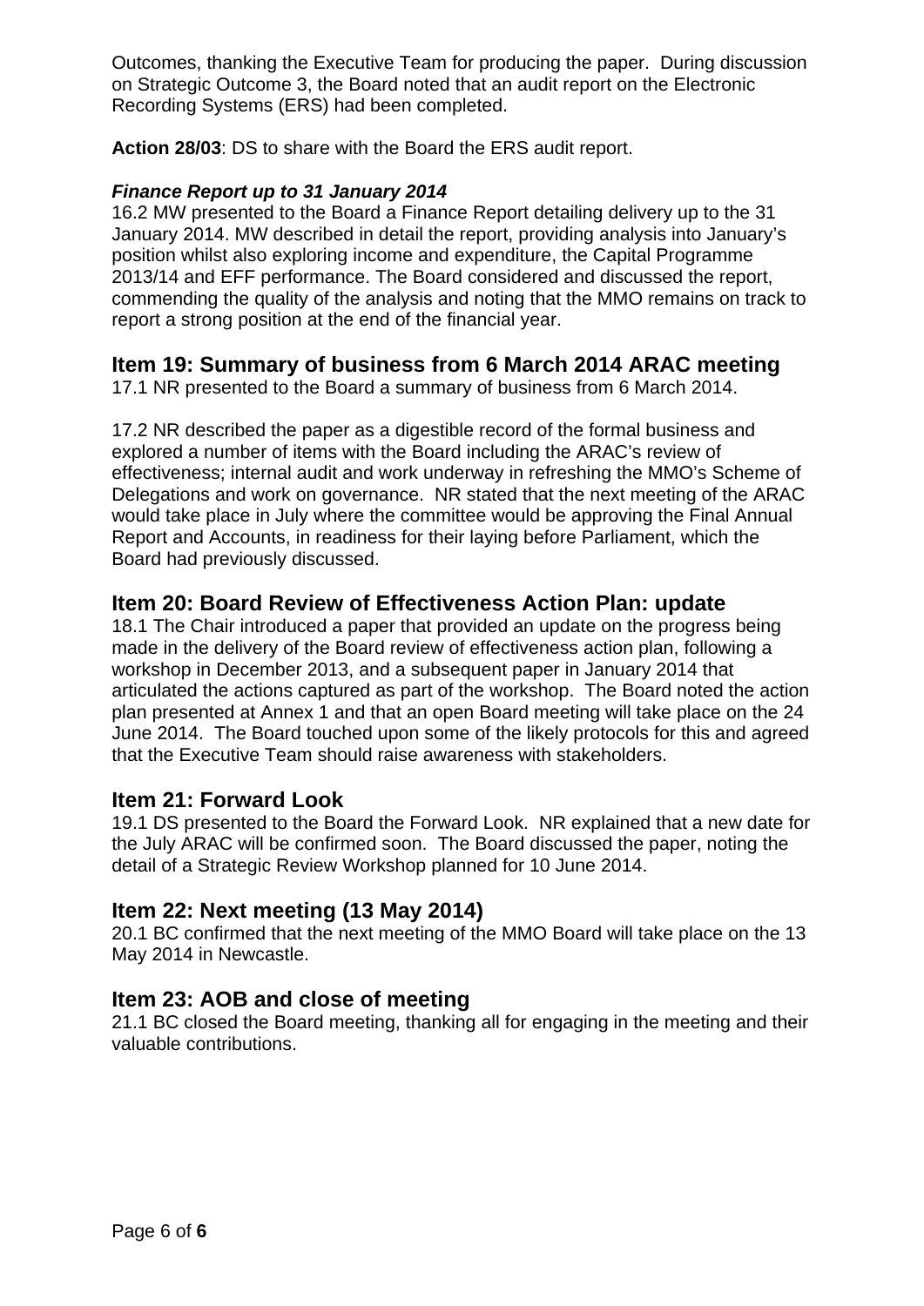Outcomes, thanking the Executive Team for producing the paper. During discussion on Strategic Outcome 3, the Board noted that an audit report on the Electronic Recording Systems (ERS) had been completed.

**Action 28/03**: DS to share with the Board the ERS audit report.

***Finance Report up to 31 January 2014***

16.2 MW presented to the Board a Finance Report detailing delivery up to the 31 January 2014. MW described in detail the report, providing analysis into January's position whilst also exploring income and expenditure, the Capital Programme 2013/14 and EFF performance. The Board considered and discussed the report, commending the quality of the analysis and noting that the MMO remains on track to report a strong position at the end of the financial year.

## Item 19: Summary of business from 6 March 2014 ARAC meeting

17.1 NR presented to the Board a summary of business from 6 March 2014.

17.2 NR described the paper as a digestible record of the formal business and explored a number of items with the Board including the ARAC's review of effectiveness; internal audit and work underway in refreshing the MMO's Scheme of Delegations and work on governance. NR stated that the next meeting of the ARAC would take place in July where the committee would be approving the Final Annual Report and Accounts, in readiness for their laying before Parliament, which the Board had previously discussed.

## Item 20: Board Review of Effectiveness Action Plan: update

18.1 The Chair introduced a paper that provided an update on the progress being made in the delivery of the Board review of effectiveness action plan, following a workshop in December 2013, and a subsequent paper in January 2014 that articulated the actions captured as part of the workshop. The Board noted the action plan presented at Annex 1 and that an open Board meeting will take place on the 24 June 2014. The Board touched upon some of the likely protocols for this and agreed that the Executive Team should raise awareness with stakeholders.

## Item 21: Forward Look

19.1 DS presented to the Board the Forward Look. NR explained that a new date for the July ARAC will be confirmed soon. The Board discussed the paper, noting the detail of a Strategic Review Workshop planned for 10 June 2014.

## Item 22: Next meeting (13 May 2014)

20.1 BC confirmed that the next meeting of the MMO Board will take place on the 13 May 2014 in Newcastle.

## Item 23: AOB and close of meeting

21.1 BC closed the Board meeting, thanking all for engaging in the meeting and their valuable contributions.